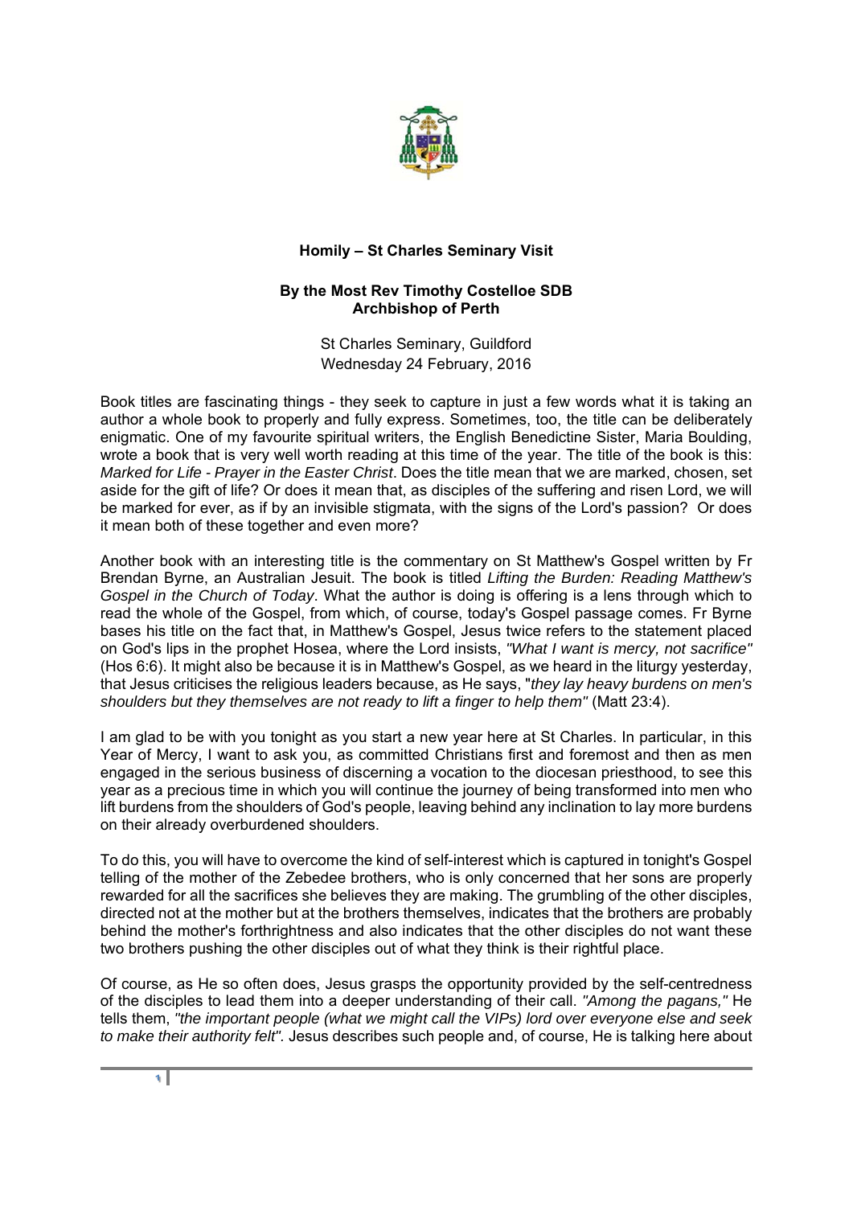**Homily – St Charles Seminary Visit**

**By the Most Rev Timothy Costelloe SDB**
**Archbishop of Perth**

St Charles Seminary, Guildford
Wednesday 24 February, 2016

Book titles are fascinating things - they seek to capture in just a few words what it is taking an author a whole book to properly and fully express. Sometimes, too, the title can be deliberately enigmatic. One of my favourite spiritual writers, the English Benedictine Sister, Maria Boulding, wrote a book that is very well worth reading at this time of the year. The title of the book is this: *Marked for Life - Prayer in the Easter Christ*. Does the title mean that we are marked, chosen, set aside for the gift of life? Or does it mean that, as disciples of the suffering and risen Lord, we will be marked for ever, as if by an invisible stigmata, with the signs of the Lord's passion? Or does it mean both of these together and even more?

Another book with an interesting title is the commentary on St Matthew's Gospel written by Fr Brendan Byrne, an Australian Jesuit. The book is titled *Lifting the Burden: Reading Matthew's Gospel in the Church of Today*. What the author is doing is offering is a lens through which to read the whole of the Gospel, from which, of course, today's Gospel passage comes. Fr Byrne bases his title on the fact that, in Matthew's Gospel, Jesus twice refers to the statement placed on God's lips in the prophet Hosea, where the Lord insists, *"What I want is mercy, not sacrifice"* (Hos 6:6). It might also be because it is in Matthew's Gospel, as we heard in the liturgy yesterday, that Jesus criticises the religious leaders because, as He says, "*they lay heavy burdens on men's shoulders but they themselves are not ready to lift a finger to help them"* (Matt 23:4).

I am glad to be with you tonight as you start a new year here at St Charles. In particular, in this Year of Mercy, I want to ask you, as committed Christians first and foremost and then as men engaged in the serious business of discerning a vocation to the diocesan priesthood, to see this year as a precious time in which you will continue the journey of being transformed into men who lift burdens from the shoulders of God's people, leaving behind any inclination to lay more burdens on their already overburdened shoulders.

To do this, you will have to overcome the kind of self-interest which is captured in tonight's Gospel telling of the mother of the Zebedee brothers, who is only concerned that her sons are properly rewarded for all the sacrifices she believes they are making. The grumbling of the other disciples, directed not at the mother but at the brothers themselves, indicates that the brothers are probably behind the mother's forthrightness and also indicates that the other disciples do not want these two brothers pushing the other disciples out of what they think is their rightful place.

Of course, as He so often does, Jesus grasps the opportunity provided by the self-centredness of the disciples to lead them into a deeper understanding of their call. *"Among the pagans,"* He tells them, *"the important people (what we might call the VIPs) lord over everyone else and seek to make their authority felt".* Jesus describes such people and, of course, He is talking here about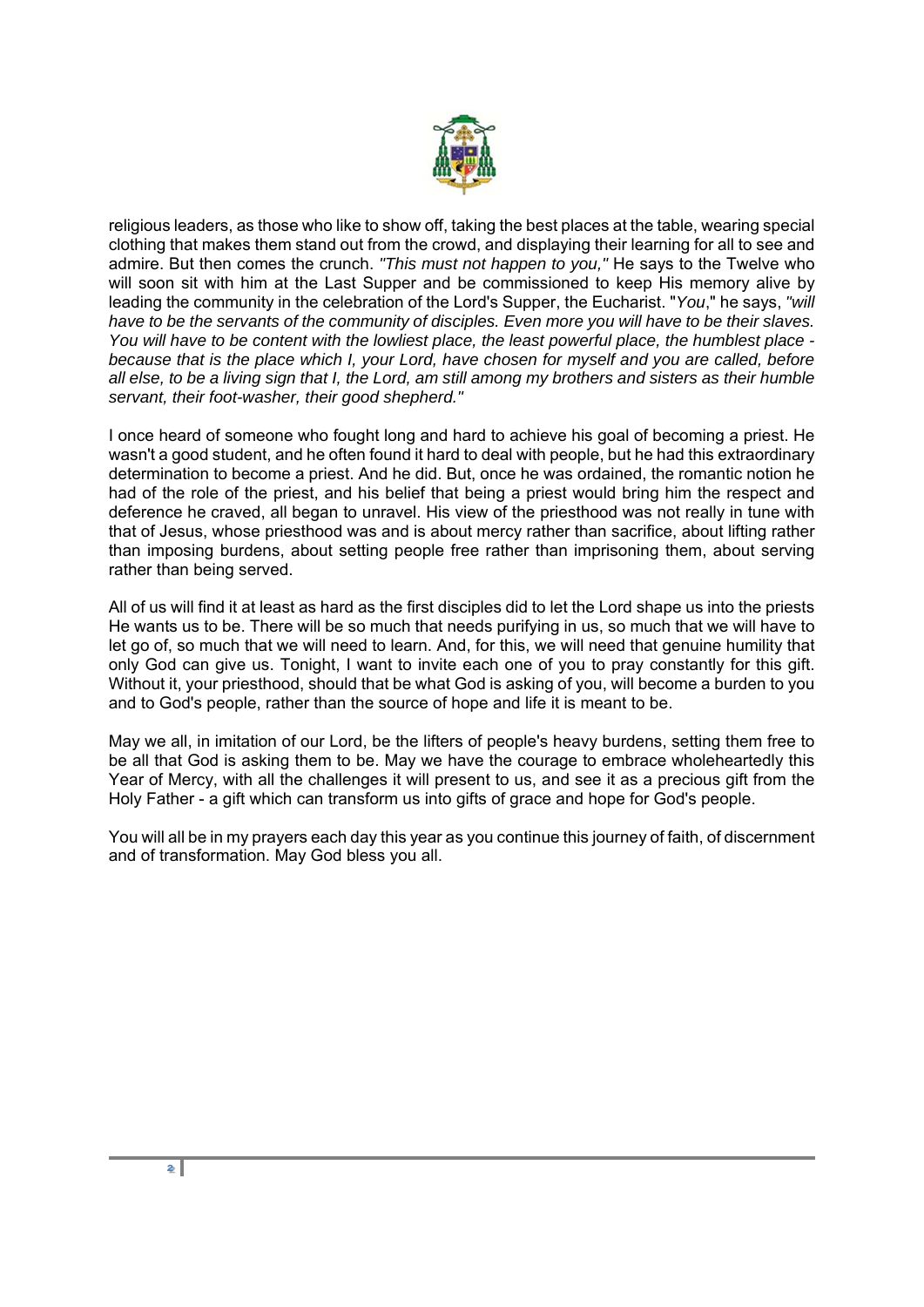religious leaders, as those who like to show off, taking the best places at the table, wearing special clothing that makes them stand out from the crowd, and displaying their learning for all to see and admire. But then comes the crunch. *"This must not happen to you,"* He says to the Twelve who will soon sit with him at the Last Supper and be commissioned to keep His memory alive by leading the community in the celebration of the Lord's Supper, the Eucharist. "*You*," he says, *"will have to be the servants of the community of disciples. Even more you will have to be their slaves. You will have to be content with the lowliest place, the least powerful place, the humblest place - because that is the place which I, your Lord, have chosen for myself and you are called, before all else, to be a living sign that I, the Lord, am still among my brothers and sisters as their humble servant, their foot-washer, their good shepherd."*

I once heard of someone who fought long and hard to achieve his goal of becoming a priest. He wasn't a good student, and he often found it hard to deal with people, but he had this extraordinary determination to become a priest. And he did. But, once he was ordained, the romantic notion he had of the role of the priest, and his belief that being a priest would bring him the respect and deference he craved, all began to unravel. His view of the priesthood was not really in tune with that of Jesus, whose priesthood was and is about mercy rather than sacrifice, about lifting rather than imposing burdens, about setting people free rather than imprisoning them, about serving rather than being served.

All of us will find it at least as hard as the first disciples did to let the Lord shape us into the priests He wants us to be. There will be so much that needs purifying in us, so much that we will have to let go of, so much that we will need to learn. And, for this, we will need that genuine humility that only God can give us. Tonight, I want to invite each one of you to pray constantly for this gift. Without it, your priesthood, should that be what God is asking of you, will become a burden to you and to God's people, rather than the source of hope and life it is meant to be.

May we all, in imitation of our Lord, be the lifters of people's heavy burdens, setting them free to be all that God is asking them to be. May we have the courage to embrace wholeheartedly this Year of Mercy, with all the challenges it will present to us, and see it as a precious gift from the Holy Father - a gift which can transform us into gifts of grace and hope for God's people.

You will all be in my prayers each day this year as you continue this journey of faith, of discernment and of transformation. May God bless you all.